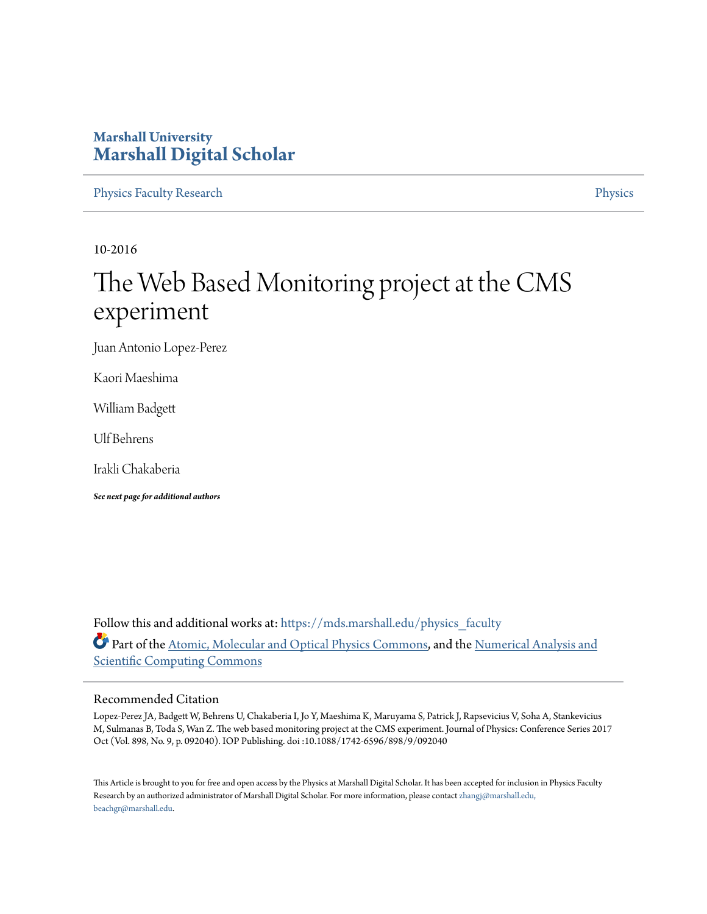Marshall University

# Marshall Digital Scholar

Physics Faculty Research

Physics

10-2016

# The Web Based Monitoring project at the CMS experiment

Juan Antonio Lopez-Perez

Kaori Maeshima

William Badgett

Ulf Behrens

Irakli Chakaberia

***See next page for additional authors***

Follow this and additional works at: https://mds.marshall.edu/physics_faculty

Part of the Atomic, Molecular and Optical Physics Commons, and the Numerical Analysis and Scientific Computing Commons

## Recommended Citation

Lopez-Perez JA, Badgett W, Behrens U, Chakaberia I, Jo Y, Maeshima K, Maruyama S, Patrick J, Rapsevicius V, Soha A, Stankevicius M, Sulmanas B, Toda S, Wan Z. The web based monitoring project at the CMS experiment. Journal of Physics: Conference Series 2017 Oct (Vol. 898, No. 9, p. 092040). IOP Publishing. doi :10.1088/1742-6596/898/9/092040

This Article is brought to you for free and open access by the Physics at Marshall Digital Scholar. It has been accepted for inclusion in Physics Faculty Research by an authorized administrator of Marshall Digital Scholar. For more information, please contact zhangj@marshall.edu, beachgr@marshall.edu.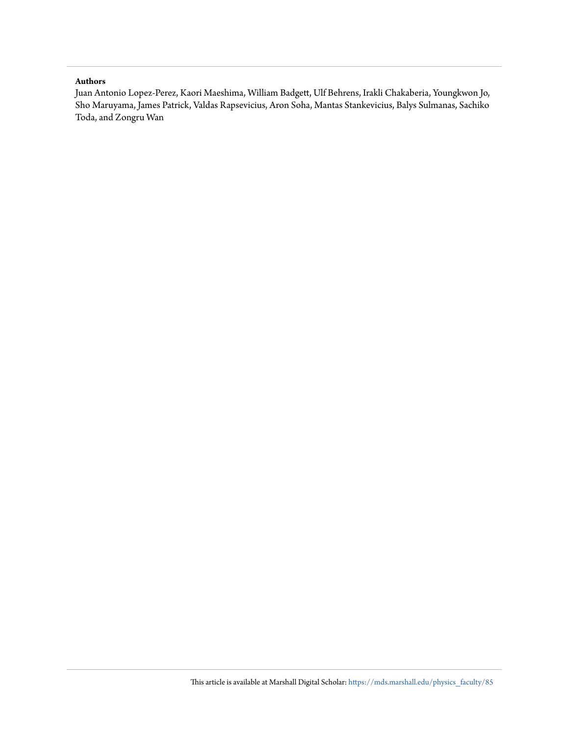**Authors**

Juan Antonio Lopez-Perez, Kaori Maeshima, William Badgett, Ulf Behrens, Irakli Chakaberia, Youngkwon Jo, Sho Maruyama, James Patrick, Valdas Rapsevicius, Aron Soha, Mantas Stankevicius, Balys Sulmanas, Sachiko Toda, and Zongru Wan

This article is available at Marshall Digital Scholar: https://mds.marshall.edu/physics_faculty/85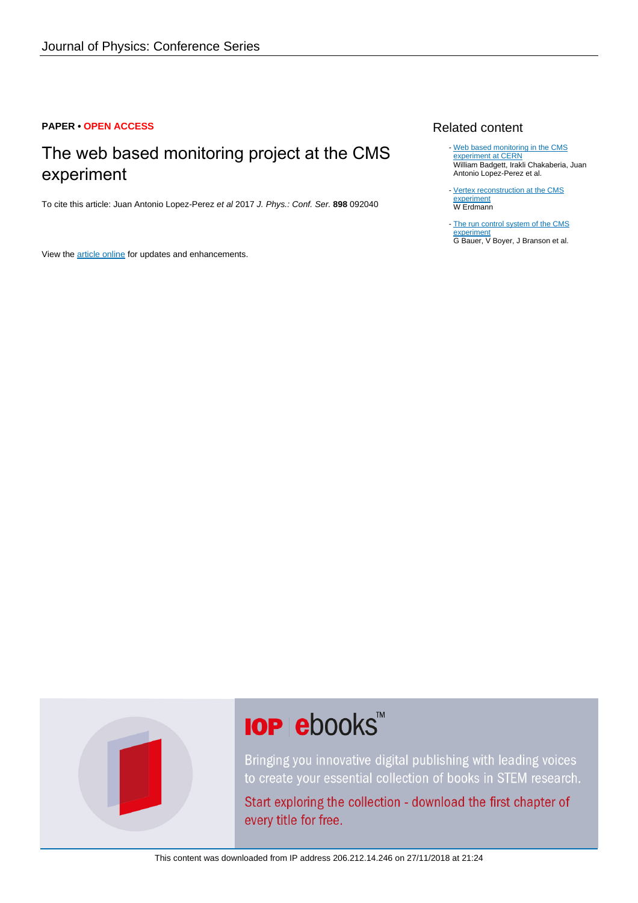PAPER • OPEN ACCESS

# The web based monitoring project at the CMS experiment

To cite this article: Juan Antonio Lopez-Perez *et al* 2017 *J. Phys.: Conf. Ser.* **898** 092040

View the article online for updates and enhancements.

## Related content

- Web based monitoring in the CMS experiment at CERN
  William Badgett, Irakli Chakaberia, Juan Antonio Lopez-Perez et al.

- Vertex reconstruction at the CMS experiment
  W Erdmann

- The run control system of the CMS experiment
  G Bauer, V Boyer, J Branson et al.

**IOP ebooks™**

Bringing you innovative digital publishing with leading voices to create your essential collection of books in STEM research.

Start exploring the collection - download the first chapter of every title for free.

This content was downloaded from IP address 206.212.14.246 on 27/11/2018 at 21:24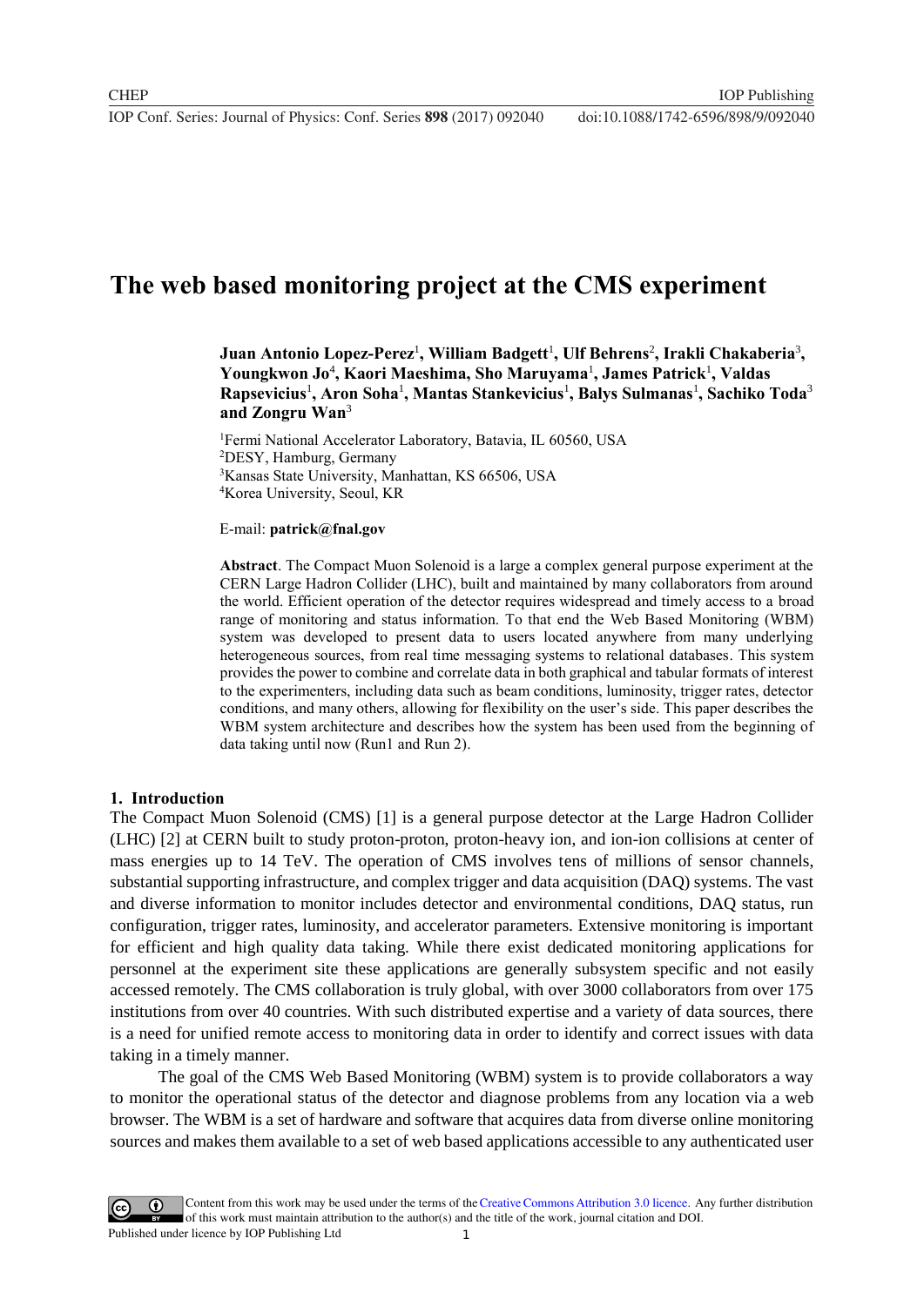# The web based monitoring project at the CMS experiment

**Juan Antonio Lopez-Perez**[1], **William Badgett**[1], **Ulf Behrens**[2], **Irakli Chakaberia**[3], **Youngkwon Jo**[4], **Kaori Maeshima, Sho Maruyama**[1], **James Patrick**[1], **Valdas Rapsevicius**[1], **Aron Soha**[1], **Mantas Stankevicius**[1], **Balys Sulmanas**[1], **Sachiko Toda**[3] **and Zongru Wan**[3]

[1]Fermi National Accelerator Laboratory, Batavia, IL 60560, USA
[2]DESY, Hamburg, Germany
[3]Kansas State University, Manhattan, KS 66506, USA
[4]Korea University, Seoul, KR

E-mail: **patrick@fnal.gov**

**Abstract**. The Compact Muon Solenoid is a large a complex general purpose experiment at the CERN Large Hadron Collider (LHC), built and maintained by many collaborators from around the world. Efficient operation of the detector requires widespread and timely access to a broad range of monitoring and status information. To that end the Web Based Monitoring (WBM) system was developed to present data to users located anywhere from many underlying heterogeneous sources, from real time messaging systems to relational databases. This system provides the power to combine and correlate data in both graphical and tabular formats of interest to the experimenters, including data such as beam conditions, luminosity, trigger rates, detector conditions, and many others, allowing for flexibility on the user's side. This paper describes the WBM system architecture and describes how the system has been used from the beginning of data taking until now (Run1 and Run 2).

## 1. Introduction

The Compact Muon Solenoid (CMS) [1] is a general purpose detector at the Large Hadron Collider (LHC) [2] at CERN built to study proton-proton, proton-heavy ion, and ion-ion collisions at center of mass energies up to 14 TeV. The operation of CMS involves tens of millions of sensor channels, substantial supporting infrastructure, and complex trigger and data acquisition (DAQ) systems. The vast and diverse information to monitor includes detector and environmental conditions, DAQ status, run configuration, trigger rates, luminosity, and accelerator parameters. Extensive monitoring is important for efficient and high quality data taking. While there exist dedicated monitoring applications for personnel at the experiment site these applications are generally subsystem specific and not easily accessed remotely. The CMS collaboration is truly global, with over 3000 collaborators from over 175 institutions from over 40 countries. With such distributed expertise and a variety of data sources, there is a need for unified remote access to monitoring data in order to identify and correct issues with data taking in a timely manner.

The goal of the CMS Web Based Monitoring (WBM) system is to provide collaborators a way to monitor the operational status of the detector and diagnose problems from any location via a web browser. The WBM is a set of hardware and software that acquires data from diverse online monitoring sources and makes them available to a set of web based applications accessible to any authenticated user

Content from this work may be used under the terms of the Creative Commons Attribution 3.0 licence. Any further distribution of this work must maintain attribution to the author(s) and the title of the work, journal citation and DOI.
Published under licence by IOP Publishing Ltd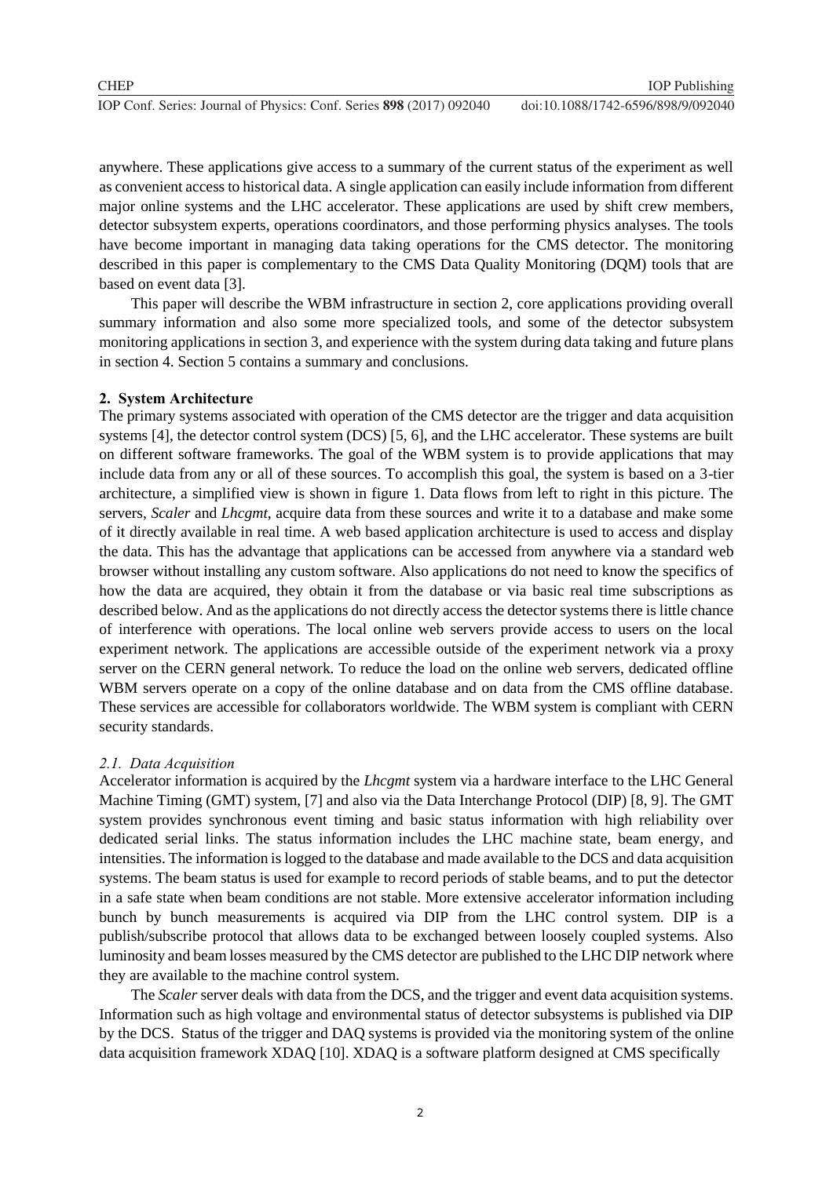anywhere. These applications give access to a summary of the current status of the experiment as well as convenient access to historical data. A single application can easily include information from different major online systems and the LHC accelerator. These applications are used by shift crew members, detector subsystem experts, operations coordinators, and those performing physics analyses. The tools have become important in managing data taking operations for the CMS detector. The monitoring described in this paper is complementary to the CMS Data Quality Monitoring (DQM) tools that are based on event data [3].

This paper will describe the WBM infrastructure in section 2, core applications providing overall summary information and also some more specialized tools, and some of the detector subsystem monitoring applications in section 3, and experience with the system during data taking and future plans in section 4. Section 5 contains a summary and conclusions.

## 2. System Architecture

The primary systems associated with operation of the CMS detector are the trigger and data acquisition systems [4], the detector control system (DCS) [5, 6], and the LHC accelerator. These systems are built on different software frameworks. The goal of the WBM system is to provide applications that may include data from any or all of these sources. To accomplish this goal, the system is based on a 3-tier architecture, a simplified view is shown in figure 1. Data flows from left to right in this picture. The servers, *Scaler* and *Lhcgmt*, acquire data from these sources and write it to a database and make some of it directly available in real time. A web based application architecture is used to access and display the data. This has the advantage that applications can be accessed from anywhere via a standard web browser without installing any custom software. Also applications do not need to know the specifics of how the data are acquired, they obtain it from the database or via basic real time subscriptions as described below. And as the applications do not directly access the detector systems there is little chance of interference with operations. The local online web servers provide access to users on the local experiment network. The applications are accessible outside of the experiment network via a proxy server on the CERN general network. To reduce the load on the online web servers, dedicated offline WBM servers operate on a copy of the online database and on data from the CMS offline database. These services are accessible for collaborators worldwide. The WBM system is compliant with CERN security standards.

### 2.1. Data Acquisition

Accelerator information is acquired by the *Lhcgmt* system via a hardware interface to the LHC General Machine Timing (GMT) system, [7] and also via the Data Interchange Protocol (DIP) [8, 9]. The GMT system provides synchronous event timing and basic status information with high reliability over dedicated serial links. The status information includes the LHC machine state, beam energy, and intensities. The information is logged to the database and made available to the DCS and data acquisition systems. The beam status is used for example to record periods of stable beams, and to put the detector in a safe state when beam conditions are not stable. More extensive accelerator information including bunch by bunch measurements is acquired via DIP from the LHC control system. DIP is a publish/subscribe protocol that allows data to be exchanged between loosely coupled systems. Also luminosity and beam losses measured by the CMS detector are published to the LHC DIP network where they are available to the machine control system.

The *Scaler* server deals with data from the DCS, and the trigger and event data acquisition systems. Information such as high voltage and environmental status of detector subsystems is published via DIP by the DCS. Status of the trigger and DAQ systems is provided via the monitoring system of the online data acquisition framework XDAQ [10]. XDAQ is a software platform designed at CMS specifically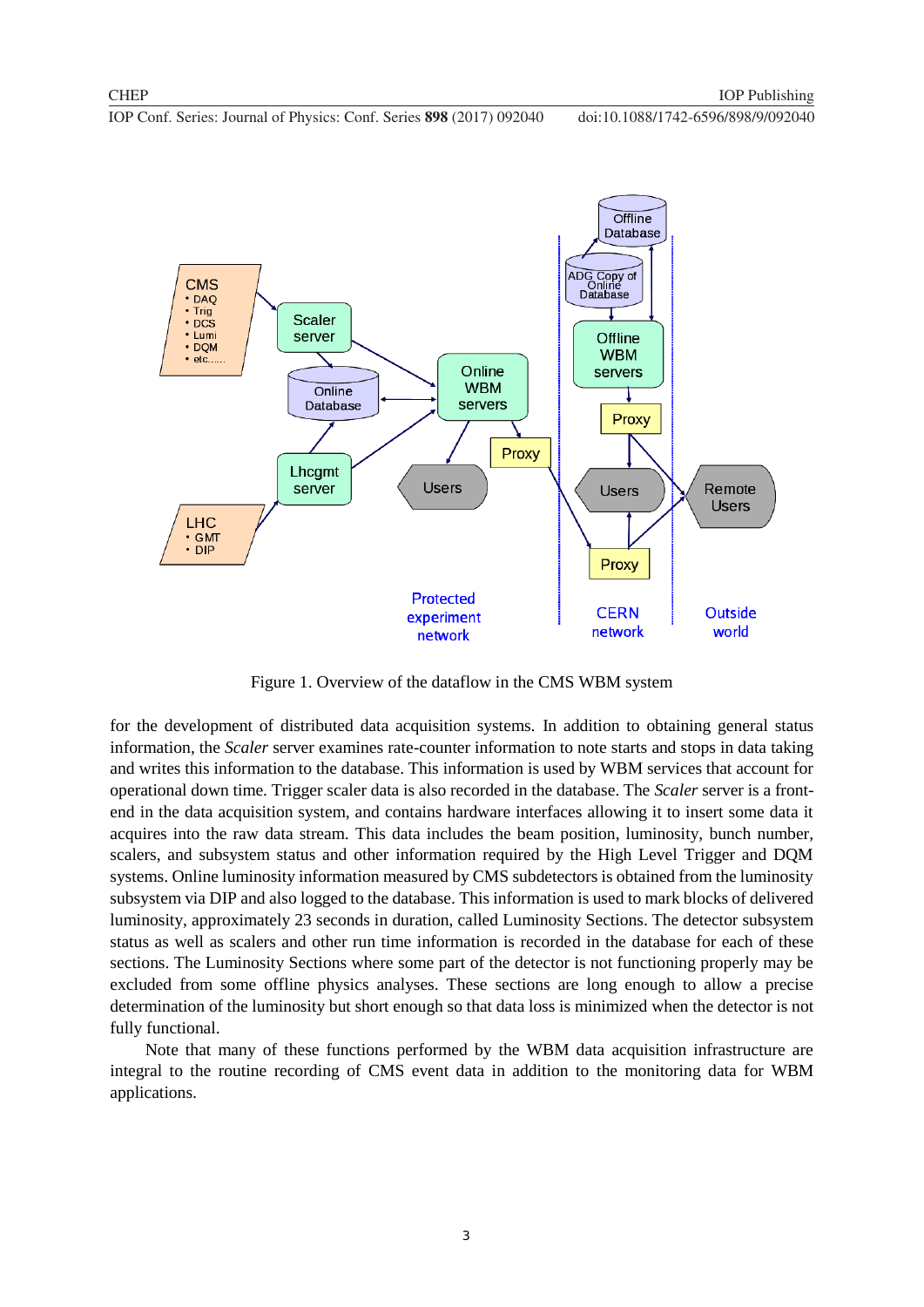Figure 1. Overview of the dataflow in the CMS WBM system

for the development of distributed data acquisition systems. In addition to obtaining general status information, the *Scaler* server examines rate-counter information to note starts and stops in data taking and writes this information to the database. This information is used by WBM services that account for operational down time. Trigger scaler data is also recorded in the database. The *Scaler* server is a front-end in the data acquisition system, and contains hardware interfaces allowing it to insert some data it acquires into the raw data stream. This data includes the beam position, luminosity, bunch number, scalers, and subsystem status and other information required by the High Level Trigger and DQM systems. Online luminosity information measured by CMS subdetectors is obtained from the luminosity subsystem via DIP and also logged to the database. This information is used to mark blocks of delivered luminosity, approximately 23 seconds in duration, called Luminosity Sections. The detector subsystem status as well as scalers and other run time information is recorded in the database for each of these sections. The Luminosity Sections where some part of the detector is not functioning properly may be excluded from some offline physics analyses. These sections are long enough to allow a precise determination of the luminosity but short enough so that data loss is minimized when the detector is not fully functional.

Note that many of these functions performed by the WBM data acquisition infrastructure are integral to the routine recording of CMS event data in addition to the monitoring data for WBM applications.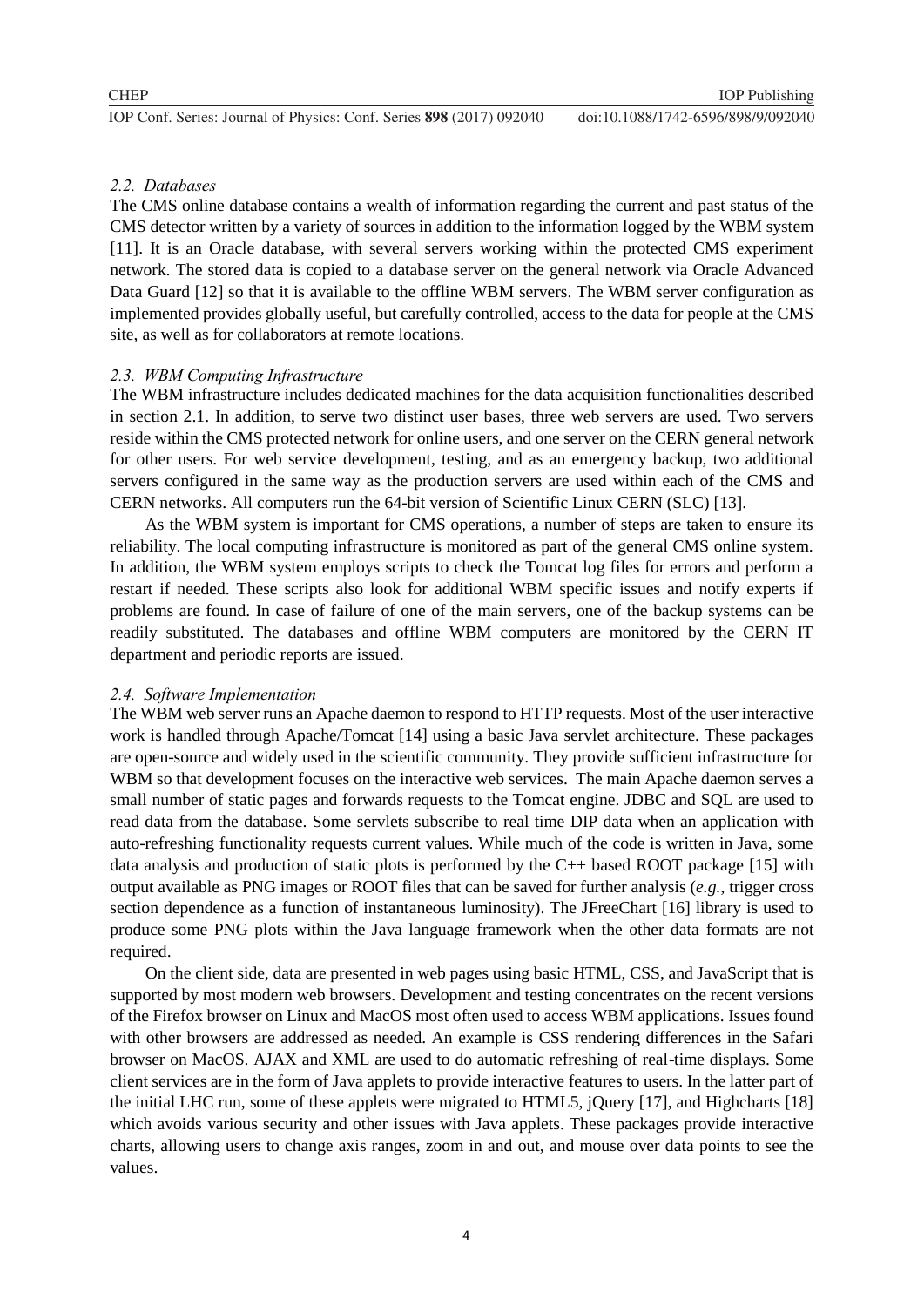### *2.2. Databases*

The CMS online database contains a wealth of information regarding the current and past status of the CMS detector written by a variety of sources in addition to the information logged by the WBM system [11]. It is an Oracle database, with several servers working within the protected CMS experiment network. The stored data is copied to a database server on the general network via Oracle Advanced Data Guard [12] so that it is available to the offline WBM servers. The WBM server configuration as implemented provides globally useful, but carefully controlled, access to the data for people at the CMS site, as well as for collaborators at remote locations.

### *2.3. WBM Computing Infrastructure*

The WBM infrastructure includes dedicated machines for the data acquisition functionalities described in section 2.1. In addition, to serve two distinct user bases, three web servers are used. Two servers reside within the CMS protected network for online users, and one server on the CERN general network for other users. For web service development, testing, and as an emergency backup, two additional servers configured in the same way as the production servers are used within each of the CMS and CERN networks. All computers run the 64-bit version of Scientific Linux CERN (SLC) [13].

As the WBM system is important for CMS operations, a number of steps are taken to ensure its reliability. The local computing infrastructure is monitored as part of the general CMS online system. In addition, the WBM system employs scripts to check the Tomcat log files for errors and perform a restart if needed. These scripts also look for additional WBM specific issues and notify experts if problems are found. In case of failure of one of the main servers, one of the backup systems can be readily substituted. The databases and offline WBM computers are monitored by the CERN IT department and periodic reports are issued.

### *2.4. Software Implementation*

The WBM web server runs an Apache daemon to respond to HTTP requests. Most of the user interactive work is handled through Apache/Tomcat [14] using a basic Java servlet architecture. These packages are open-source and widely used in the scientific community. They provide sufficient infrastructure for WBM so that development focuses on the interactive web services. The main Apache daemon serves a small number of static pages and forwards requests to the Tomcat engine. JDBC and SQL are used to read data from the database. Some servlets subscribe to real time DIP data when an application with auto-refreshing functionality requests current values. While much of the code is written in Java, some data analysis and production of static plots is performed by the C++ based ROOT package [15] with output available as PNG images or ROOT files that can be saved for further analysis (*e.g.*, trigger cross section dependence as a function of instantaneous luminosity). The JFreeChart [16] library is used to produce some PNG plots within the Java language framework when the other data formats are not required.

On the client side, data are presented in web pages using basic HTML, CSS, and JavaScript that is supported by most modern web browsers. Development and testing concentrates on the recent versions of the Firefox browser on Linux and MacOS most often used to access WBM applications. Issues found with other browsers are addressed as needed. An example is CSS rendering differences in the Safari browser on MacOS. AJAX and XML are used to do automatic refreshing of real-time displays. Some client services are in the form of Java applets to provide interactive features to users. In the latter part of the initial LHC run, some of these applets were migrated to HTML5, jQuery [17], and Highcharts [18] which avoids various security and other issues with Java applets. These packages provide interactive charts, allowing users to change axis ranges, zoom in and out, and mouse over data points to see the values.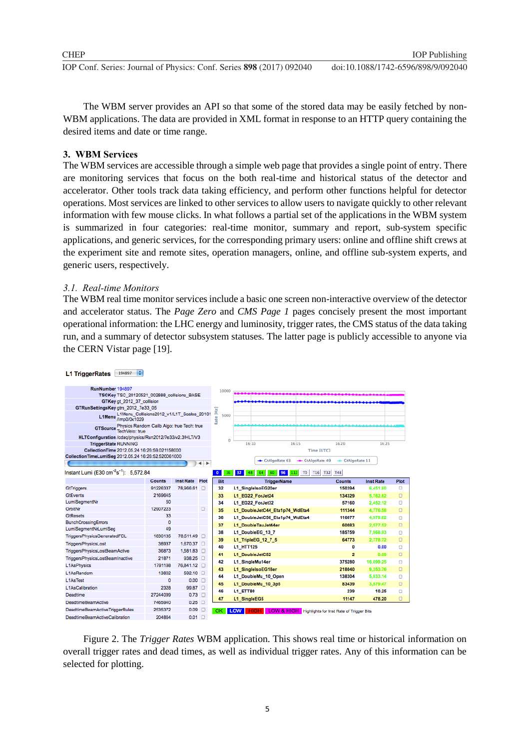The WBM server provides an API so that some of the stored data may be easily fetched by non-WBM applications. The data are provided in XML format in response to an HTTP query containing the desired items and date or time range.

## 3. WBM Services

The WBM services are accessible through a simple web page that provides a single point of entry. There are monitoring services that focus on the both real-time and historical status of the detector and accelerator. Other tools track data taking efficiency, and perform other functions helpful for detector operations. Most services are linked to other services to allow users to navigate quickly to other relevant information with few mouse clicks. In what follows a partial set of the applications in the WBM system is summarized in four categories: real-time monitor, summary and report, sub-system specific applications, and generic services, for the corresponding primary users: online and offline shift crews at the experiment site and remote sites, operation managers, online, and offline sub-system experts, and generic users, respectively.

### 3.1. Real-time Monitors

The WBM real time monitor services include a basic one screen non-interactive overview of the detector and accelerator status. The *Page Zero* and *CMS Page 1* pages concisely present the most important operational information: the LHC energy and luminosity, trigger rates, the CMS status of the data taking run, and a summary of detector subsystem statuses. The latter page is publicly accessible to anyone via the CERN Vistar page [19].

Figure 2. The *Trigger Rates* WBM application. This shows real time or historical information on overall trigger rates and dead times, as well as individual trigger rates. Any of this information can be selected for plotting.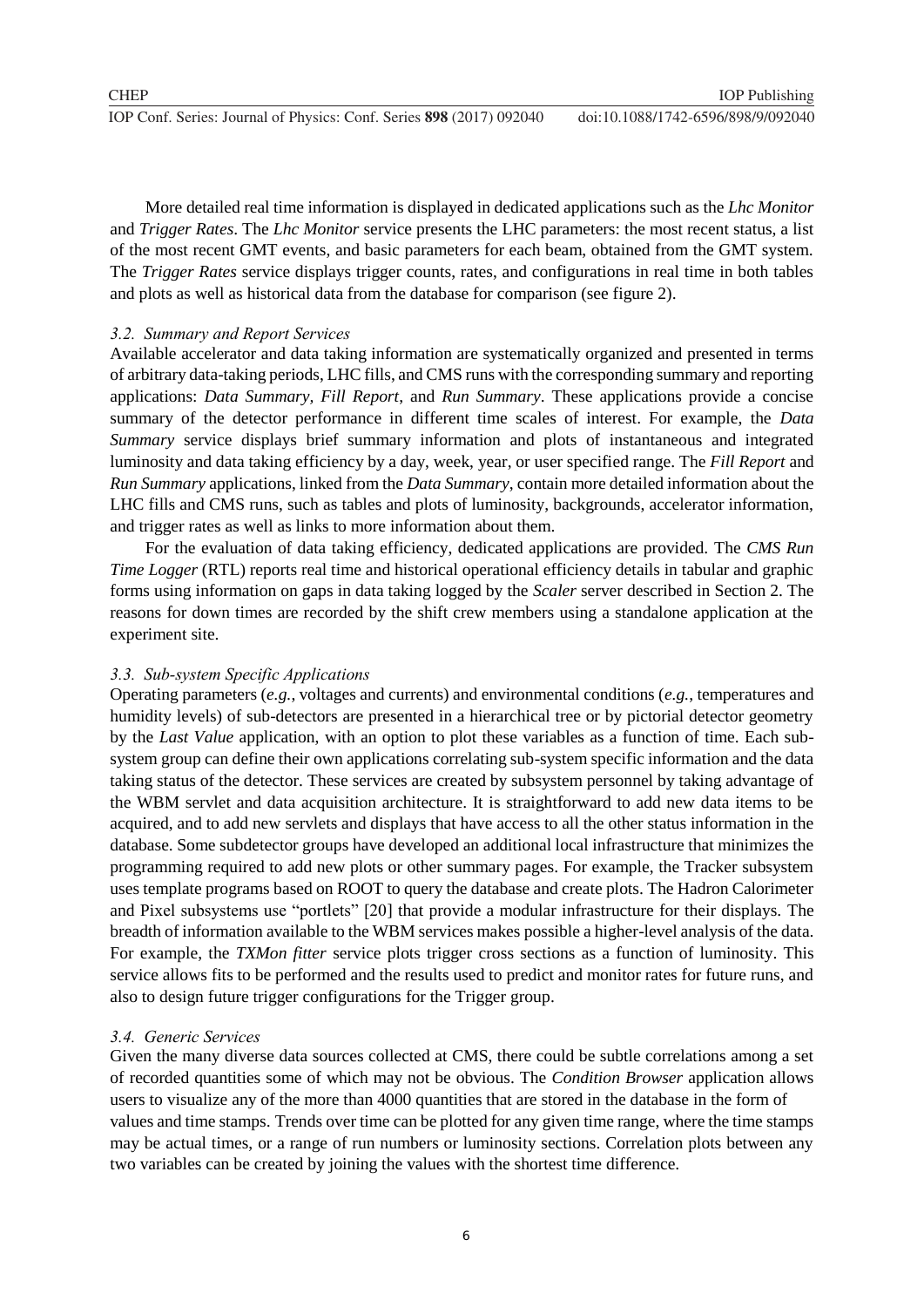More detailed real time information is displayed in dedicated applications such as the *Lhc Monitor* and *Trigger Rates*. The *Lhc Monitor* service presents the LHC parameters: the most recent status, a list of the most recent GMT events, and basic parameters for each beam, obtained from the GMT system. The *Trigger Rates* service displays trigger counts, rates, and configurations in real time in both tables and plots as well as historical data from the database for comparison (see figure 2).

### *3.2. Summary and Report Services*

Available accelerator and data taking information are systematically organized and presented in terms of arbitrary data-taking periods, LHC fills, and CMS runs with the corresponding summary and reporting applications: *Data Summary, Fill Report*, and *Run Summary*. These applications provide a concise summary of the detector performance in different time scales of interest. For example, the *Data Summary* service displays brief summary information and plots of instantaneous and integrated luminosity and data taking efficiency by a day, week, year, or user specified range. The *Fill Report* and *Run Summary* applications, linked from the *Data Summary*, contain more detailed information about the LHC fills and CMS runs, such as tables and plots of luminosity, backgrounds, accelerator information, and trigger rates as well as links to more information about them.

For the evaluation of data taking efficiency, dedicated applications are provided. The *CMS Run Time Logger* (RTL) reports real time and historical operational efficiency details in tabular and graphic forms using information on gaps in data taking logged by the *Scaler* server described in Section 2. The reasons for down times are recorded by the shift crew members using a standalone application at the experiment site.

### *3.3. Sub-system Specific Applications*

Operating parameters (*e.g.*, voltages and currents) and environmental conditions (*e.g.*, temperatures and humidity levels) of sub-detectors are presented in a hierarchical tree or by pictorial detector geometry by the *Last Value* application, with an option to plot these variables as a function of time. Each sub-system group can define their own applications correlating sub-system specific information and the data taking status of the detector. These services are created by subsystem personnel by taking advantage of the WBM servlet and data acquisition architecture. It is straightforward to add new data items to be acquired, and to add new servlets and displays that have access to all the other status information in the database. Some subdetector groups have developed an additional local infrastructure that minimizes the programming required to add new plots or other summary pages. For example, the Tracker subsystem uses template programs based on ROOT to query the database and create plots. The Hadron Calorimeter and Pixel subsystems use "portlets" [20] that provide a modular infrastructure for their displays. The breadth of information available to the WBM services makes possible a higher-level analysis of the data. For example, the *TXMon fitter* service plots trigger cross sections as a function of luminosity. This service allows fits to be performed and the results used to predict and monitor rates for future runs, and also to design future trigger configurations for the Trigger group.

### *3.4. Generic Services*

Given the many diverse data sources collected at CMS, there could be subtle correlations among a set of recorded quantities some of which may not be obvious. The *Condition Browser* application allows users to visualize any of the more than 4000 quantities that are stored in the database in the form of values and time stamps. Trends over time can be plotted for any given time range, where the time stamps may be actual times, or a range of run numbers or luminosity sections. Correlation plots between any two variables can be created by joining the values with the shortest time difference.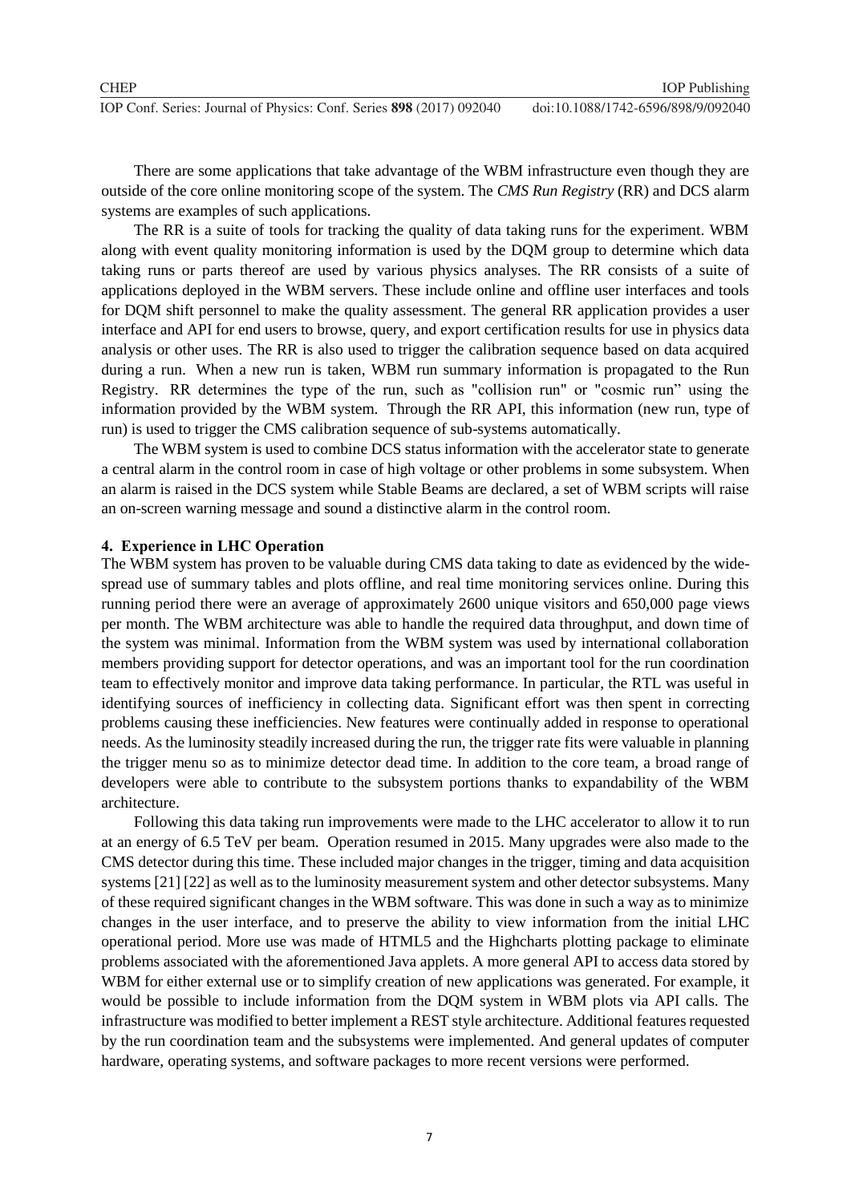There are some applications that take advantage of the WBM infrastructure even though they are outside of the core online monitoring scope of the system. The *CMS Run Registry* (RR) and DCS alarm systems are examples of such applications.

The RR is a suite of tools for tracking the quality of data taking runs for the experiment. WBM along with event quality monitoring information is used by the DQM group to determine which data taking runs or parts thereof are used by various physics analyses. The RR consists of a suite of applications deployed in the WBM servers. These include online and offline user interfaces and tools for DQM shift personnel to make the quality assessment. The general RR application provides a user interface and API for end users to browse, query, and export certification results for use in physics data analysis or other uses. The RR is also used to trigger the calibration sequence based on data acquired during a run. When a new run is taken, WBM run summary information is propagated to the Run Registry. RR determines the type of the run, such as "collision run" or "cosmic run" using the information provided by the WBM system. Through the RR API, this information (new run, type of run) is used to trigger the CMS calibration sequence of sub-systems automatically.

The WBM system is used to combine DCS status information with the accelerator state to generate a central alarm in the control room in case of high voltage or other problems in some subsystem. When an alarm is raised in the DCS system while Stable Beams are declared, a set of WBM scripts will raise an on-screen warning message and sound a distinctive alarm in the control room.

## 4. Experience in LHC Operation

The WBM system has proven to be valuable during CMS data taking to date as evidenced by the wide-spread use of summary tables and plots offline, and real time monitoring services online. During this running period there were an average of approximately 2600 unique visitors and 650,000 page views per month. The WBM architecture was able to handle the required data throughput, and down time of the system was minimal. Information from the WBM system was used by international collaboration members providing support for detector operations, and was an important tool for the run coordination team to effectively monitor and improve data taking performance. In particular, the RTL was useful in identifying sources of inefficiency in collecting data. Significant effort was then spent in correcting problems causing these inefficiencies. New features were continually added in response to operational needs. As the luminosity steadily increased during the run, the trigger rate fits were valuable in planning the trigger menu so as to minimize detector dead time. In addition to the core team, a broad range of developers were able to contribute to the subsystem portions thanks to expandability of the WBM architecture.

Following this data taking run improvements were made to the LHC accelerator to allow it to run at an energy of 6.5 TeV per beam. Operation resumed in 2015. Many upgrades were also made to the CMS detector during this time. These included major changes in the trigger, timing and data acquisition systems [21] [22] as well as to the luminosity measurement system and other detector subsystems. Many of these required significant changes in the WBM software. This was done in such a way as to minimize changes in the user interface, and to preserve the ability to view information from the initial LHC operational period. More use was made of HTML5 and the Highcharts plotting package to eliminate problems associated with the aforementioned Java applets. A more general API to access data stored by WBM for either external use or to simplify creation of new applications was generated. For example, it would be possible to include information from the DQM system in WBM plots via API calls. The infrastructure was modified to better implement a REST style architecture. Additional features requested by the run coordination team and the subsystems were implemented. And general updates of computer hardware, operating systems, and software packages to more recent versions were performed.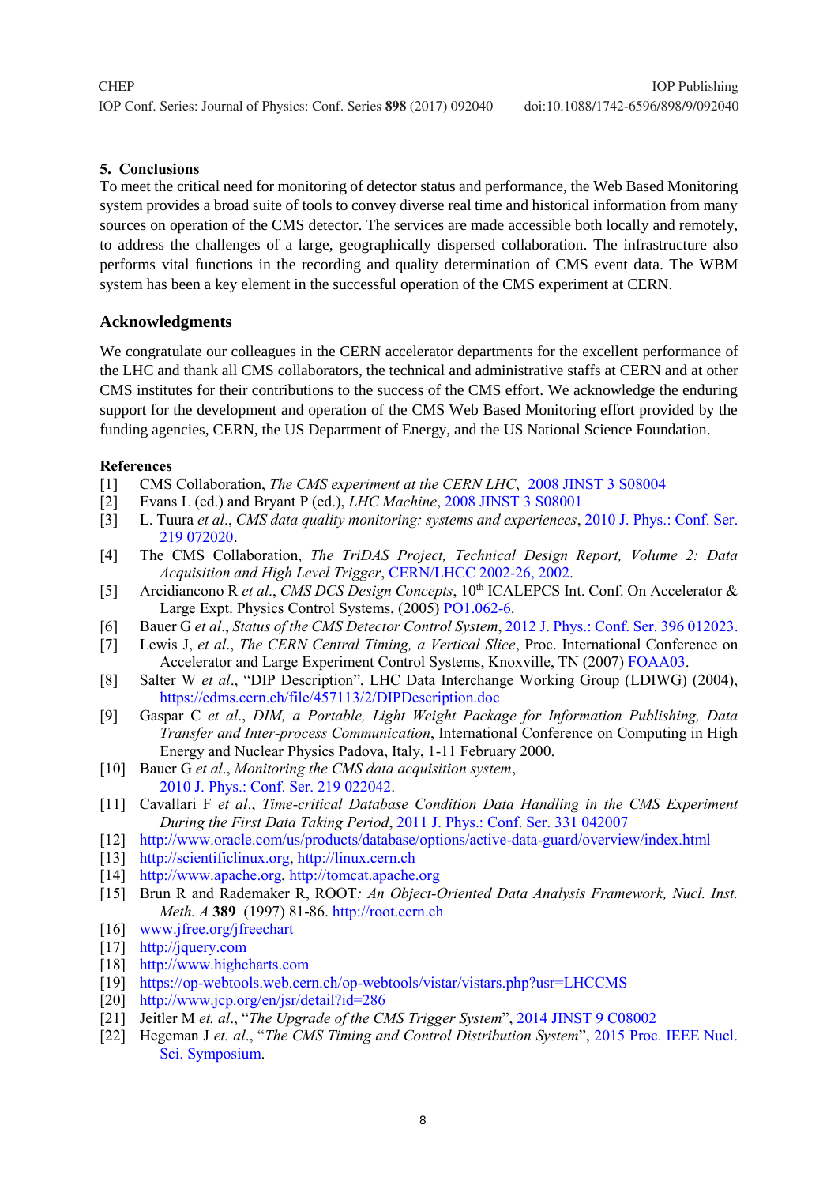## 5. Conclusions

To meet the critical need for monitoring of detector status and performance, the Web Based Monitoring system provides a broad suite of tools to convey diverse real time and historical information from many sources on operation of the CMS detector. The services are made accessible both locally and remotely, to address the challenges of a large, geographically dispersed collaboration. The infrastructure also performs vital functions in the recording and quality determination of CMS event data. The WBM system has been a key element in the successful operation of the CMS experiment at CERN.

## Acknowledgments

We congratulate our colleagues in the CERN accelerator departments for the excellent performance of the LHC and thank all CMS collaborators, the technical and administrative staffs at CERN and at other CMS institutes for their contributions to the success of the CMS effort. We acknowledge the enduring support for the development and operation of the CMS Web Based Monitoring effort provided by the funding agencies, CERN, the US Department of Energy, and the US National Science Foundation.

## References

[1] CMS Collaboration, *The CMS experiment at the CERN LHC*, 2008 JINST 3 S08004

[2] Evans L (ed.) and Bryant P (ed.), *LHC Machine*, 2008 JINST 3 S08001

[3] L. Tuura *et al*., *CMS data quality monitoring: systems and experiences*, 2010 J. Phys.: Conf. Ser. 219 072020.

[4] The CMS Collaboration, *The TriDAS Project, Technical Design Report, Volume 2: Data Acquisition and High Level Trigger*, CERN/LHCC 2002-26, 2002.

[5] Arcidiancono R *et al*., *CMS DCS Design Concepts*, 10th ICALEPCS Int. Conf. On Accelerator & Large Expt. Physics Control Systems, (2005) PO1.062-6.

[6] Bauer G *et al*., *Status of the CMS Detector Control System*, 2012 J. Phys.: Conf. Ser. 396 012023.

[7] Lewis J, *et al*., *The CERN Central Timing, a Vertical Slice*, Proc. International Conference on Accelerator and Large Experiment Control Systems, Knoxville, TN (2007) FOAA03.

[8] Salter W *et al*., "DIP Description", LHC Data Interchange Working Group (LDIWG) (2004), https://edms.cern.ch/file/457113/2/DIPDescription.doc

[9] Gaspar C *et al*., *DIM, a Portable, Light Weight Package for Information Publishing, Data Transfer and Inter-process Communication*, International Conference on Computing in High Energy and Nuclear Physics Padova, Italy, 1-11 February 2000.

[10] Bauer G *et al*., *Monitoring the CMS data acquisition system*, 2010 J. Phys.: Conf. Ser. 219 022042.

[11] Cavallari F *et al*., *Time-critical Database Condition Data Handling in the CMS Experiment During the First Data Taking Period*, 2011 J. Phys.: Conf. Ser. 331 042007

[12] http://www.oracle.com/us/products/database/options/active-data-guard/overview/index.html

[13] http://scientificlinux.org, http://linux.cern.ch

[14] http://www.apache.org, http://tomcat.apache.org

[15] Brun R and Rademaker R, ROOT*: An Object-Oriented Data Analysis Framework, Nucl. Inst. Meth. A* **389** (1997) 81-86. http://root.cern.ch

[16] www.jfree.org/jfreechart

[17] http://jquery.com

[18] http://www.highcharts.com

[19] https://op-webtools.web.cern.ch/op-webtools/vistar/vistars.php?usr=LHCCMS

[20] http://www.jcp.org/en/jsr/detail?id=286

[21] Jeitler M *et. al*., "*The Upgrade of the CMS Trigger System*", 2014 JINST 9 C08002

[22] Hegeman J *et. al*., "*The CMS Timing and Control Distribution System*", 2015 Proc. IEEE Nucl. Sci. Symposium.